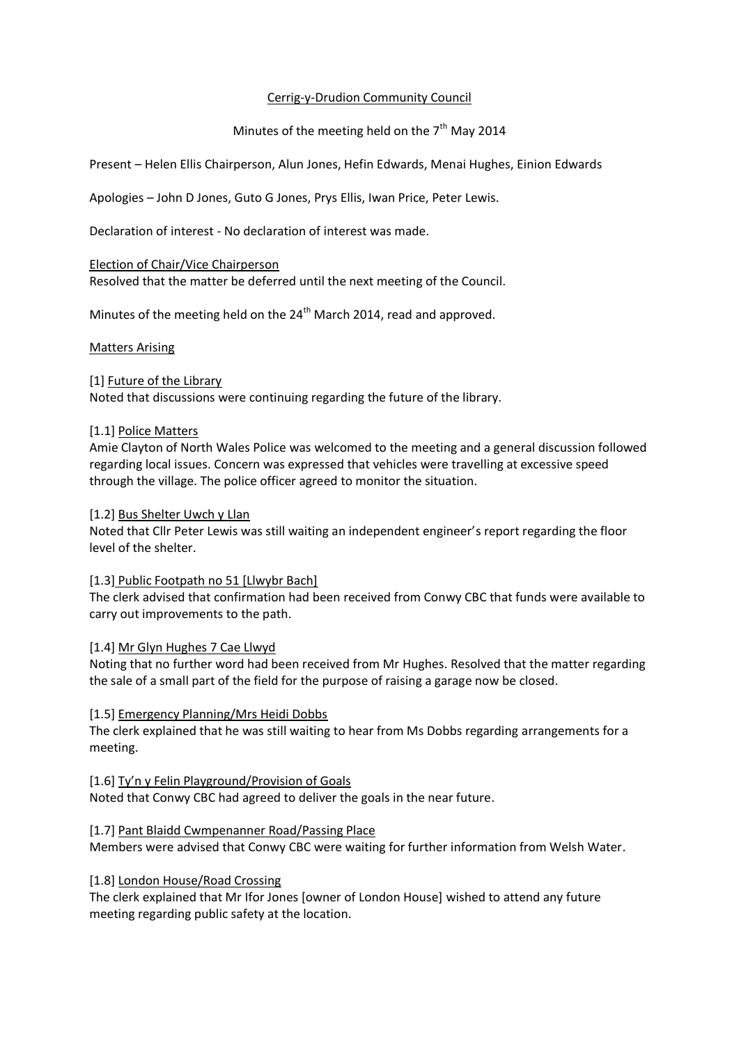Cerrig-y-Drudion Community Council

Minutes of the meeting held on the 7th May 2014

Present – Helen Ellis Chairperson, Alun Jones, Hefin Edwards, Menai Hughes, Einion Edwards

Apologies – John D Jones, Guto G Jones, Prys Ellis, Iwan Price, Peter Lewis.

Declaration of interest - No declaration of interest was made.

Election of Chair/Vice Chairperson

Resolved that the matter be deferred until the next meeting of the Council.

Minutes of the meeting held on the 24th March 2014, read and approved.

Matters Arising

[1] Future of the Library

Noted that discussions were continuing regarding the future of the library.

[1.1] Police Matters

Amie Clayton of North Wales Police was welcomed to the meeting and a general discussion followed regarding local issues. Concern was expressed that vehicles were travelling at excessive speed through the village. The police officer agreed to monitor the situation.

[1.2] Bus Shelter Uwch y Llan

Noted that Cllr Peter Lewis was still waiting an independent engineer's report regarding the floor level of the shelter.

[1.3] Public Footpath no 51 [Llwybr Bach]

The clerk advised that confirmation had been received from Conwy CBC that funds were available to carry out improvements to the path.

[1.4] Mr Glyn Hughes 7 Cae Llwyd

Noting that no further word had been received from Mr Hughes. Resolved that the matter regarding the sale of a small part of the field for the purpose of raising a garage now be closed.

[1.5] Emergency Planning/Mrs Heidi Dobbs

The clerk explained that he was still waiting to hear from Ms Dobbs regarding arrangements for a meeting.

[1.6] Ty'n y Felin Playground/Provision of Goals

Noted that Conwy CBC had agreed to deliver the goals in the near future.

[1.7] Pant Blaidd Cwmpenanner Road/Passing Place

Members were advised that Conwy CBC were waiting for further information from Welsh Water.

[1.8] London House/Road Crossing

The clerk explained that Mr Ifor Jones [owner of London House] wished to attend any future meeting regarding public safety at the location.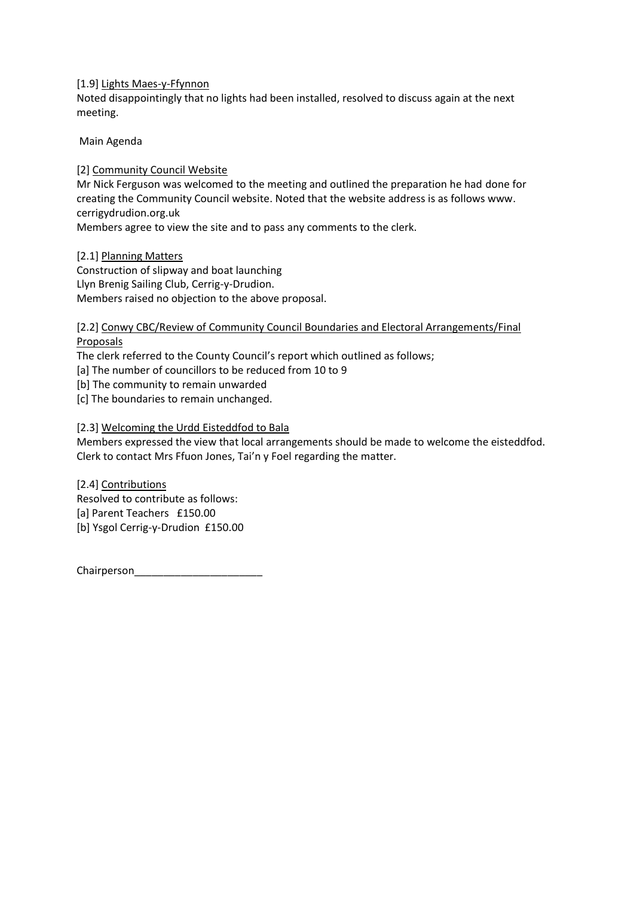[1.9] Lights Maes-y-Ffynnon

Noted disappointingly that no lights had been installed, resolved to discuss again at the next meeting.

Main Agenda

[2] Community Council Website

Mr Nick Ferguson was welcomed to the meeting and outlined the preparation he had done for creating the Community Council website. Noted that the website address is as follows www. cerrigydrudion.org.uk

Members agree to view the site and to pass any comments to the clerk.

[2.1] Planning Matters

Construction of slipway and boat launching
Llyn Brenig Sailing Club, Cerrig-y-Drudion.
Members raised no objection to the above proposal.

[2.2] Conwy CBC/Review of Community Council Boundaries and Electoral Arrangements/Final Proposals

The clerk referred to the County Council's report which outlined as follows;

[a] The number of councillors to be reduced from 10 to 9
[b] The community to remain unwarded
[c] The boundaries to remain unchanged.

[2.3] Welcoming the Urdd Eisteddfod to Bala

Members expressed the view that local arrangements should be made to welcome the eisteddfod. Clerk to contact Mrs Ffuon Jones, Tai'n y Foel regarding the matter.

[2.4] Contributions

Resolved to contribute as follows:
[a] Parent Teachers £150.00
[b] Ysgol Cerrig-y-Drudion £150.00

Chairperson______________________